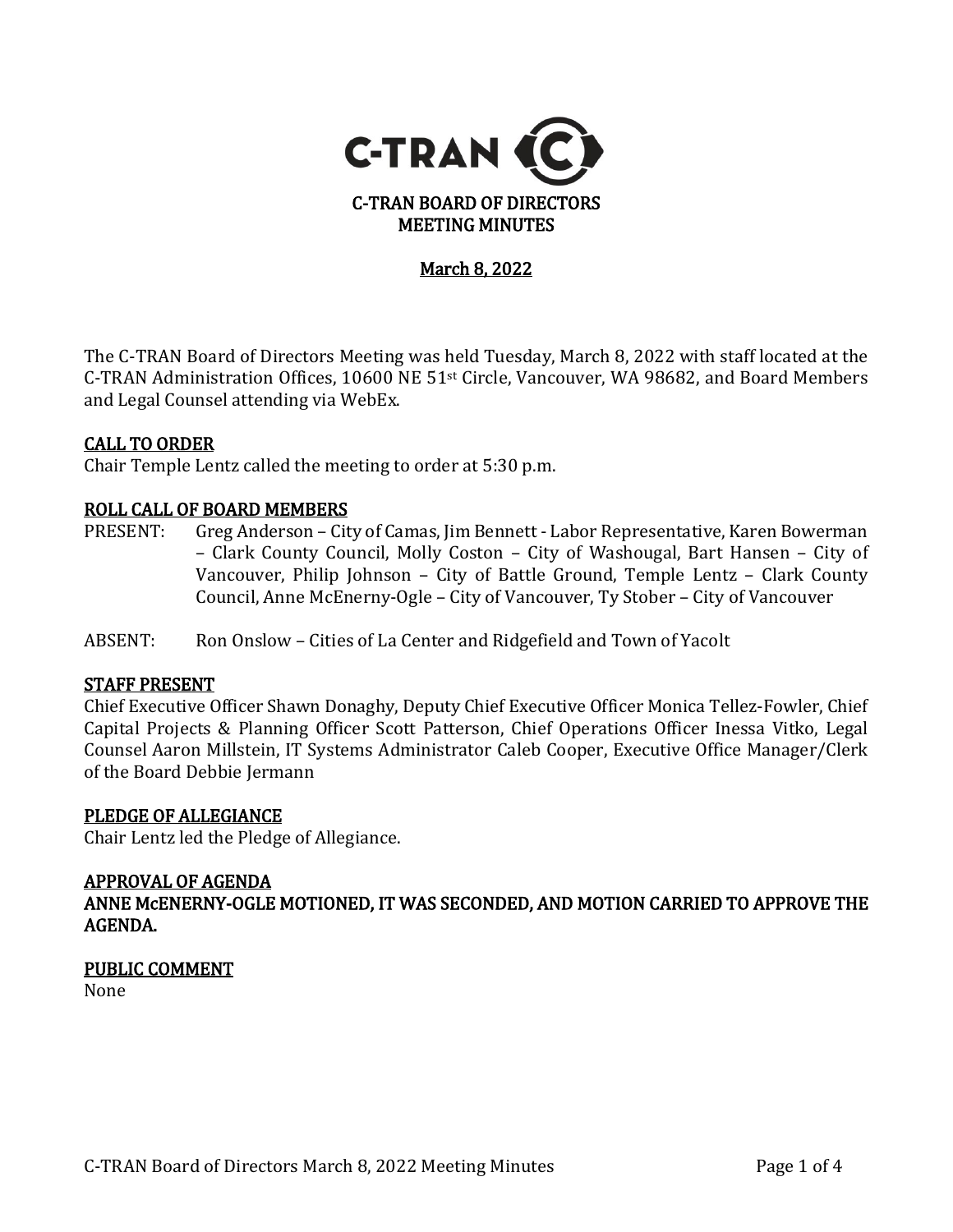# C-TRAN BOARD OF DIRECTORS MEETING MINUTES

## March 8, 2022

The C-TRAN Board of Directors Meeting was held Tuesday, March 8, 2022 with staff located at the C-TRAN Administration Offices, 10600 NE 51st Circle, Vancouver, WA 98682, and Board Members and Legal Counsel attending via WebEx.

### CALL TO ORDER

Chair Temple Lentz called the meeting to order at 5:30 p.m.

### ROLL CALL OF BOARD MEMBERS

PRESENT: Greg Anderson – City of Camas, Jim Bennett - Labor Representative, Karen Bowerman – Clark County Council, Molly Coston – City of Washougal, Bart Hansen – City of Vancouver, Philip Johnson – City of Battle Ground, Temple Lentz – Clark County Council, Anne McEnerny-Ogle – City of Vancouver, Ty Stober – City of Vancouver

ABSENT: Ron Onslow – Cities of La Center and Ridgefield and Town of Yacolt

### STAFF PRESENT

Chief Executive Officer Shawn Donaghy, Deputy Chief Executive Officer Monica Tellez-Fowler, Chief Capital Projects & Planning Officer Scott Patterson, Chief Operations Officer Inessa Vitko, Legal Counsel Aaron Millstein, IT Systems Administrator Caleb Cooper, Executive Office Manager/Clerk of the Board Debbie Jermann

### PLEDGE OF ALLEGIANCE

Chair Lentz led the Pledge of Allegiance.

### APPROVAL OF AGENDA

**ANNE McENERNY-OGLE MOTIONED, IT WAS SECONDED, AND MOTION CARRIED TO APPROVE THE AGENDA.**

### PUBLIC COMMENT

None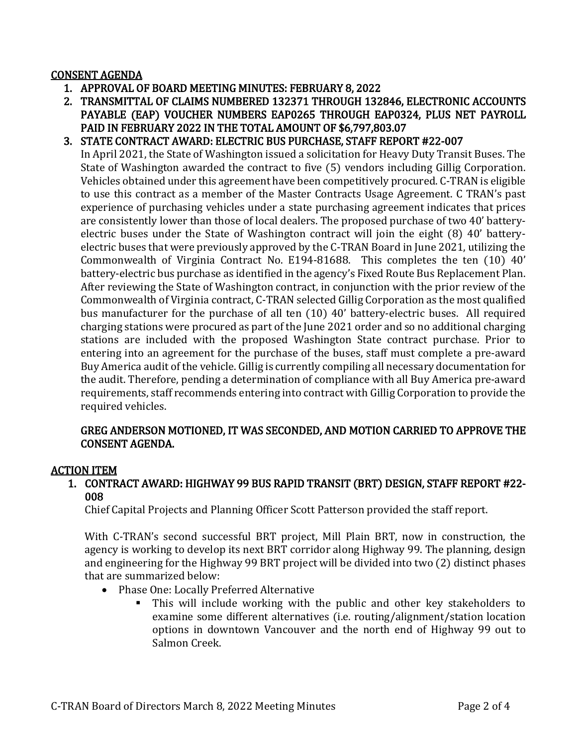## CONSENT AGENDA

1. **APPROVAL OF BOARD MEETING MINUTES: FEBRUARY 8, 2022**
2. **TRANSMITTAL OF CLAIMS NUMBERED 132371 THROUGH 132846, ELECTRONIC ACCOUNTS PAYABLE (EAP) VOUCHER NUMBERS EAP0265 THROUGH EAP0324, PLUS NET PAYROLL PAID IN FEBRUARY 2022 IN THE TOTAL AMOUNT OF $6,797,803.07**
3. **STATE CONTRACT AWARD: ELECTRIC BUS PURCHASE, STAFF REPORT #22-007**

   In April 2021, the State of Washington issued a solicitation for Heavy Duty Transit Buses. The State of Washington awarded the contract to five (5) vendors including Gillig Corporation. Vehicles obtained under this agreement have been competitively procured. C-TRAN is eligible to use this contract as a member of the Master Contracts Usage Agreement. C TRAN's past experience of purchasing vehicles under a state purchasing agreement indicates that prices are consistently lower than those of local dealers. The proposed purchase of two 40' battery-electric buses under the State of Washington contract will join the eight (8) 40' battery-electric buses that were previously approved by the C-TRAN Board in June 2021, utilizing the Commonwealth of Virginia Contract No. E194-81688. This completes the ten (10) 40' battery-electric bus purchase as identified in the agency's Fixed Route Bus Replacement Plan. After reviewing the State of Washington contract, in conjunction with the prior review of the Commonwealth of Virginia contract, C-TRAN selected Gillig Corporation as the most qualified bus manufacturer for the purchase of all ten (10) 40' battery-electric buses. All required charging stations were procured as part of the June 2021 order and so no additional charging stations are included with the proposed Washington State contract purchase. Prior to entering into an agreement for the purchase of the buses, staff must complete a pre-award Buy America audit of the vehicle. Gillig is currently compiling all necessary documentation for the audit. Therefore, pending a determination of compliance with all Buy America pre-award requirements, staff recommends entering into contract with Gillig Corporation to provide the required vehicles.

   **GREG ANDERSON MOTIONED, IT WAS SECONDED, AND MOTION CARRIED TO APPROVE THE CONSENT AGENDA.**

## ACTION ITEM

1. **CONTRACT AWARD: HIGHWAY 99 BUS RAPID TRANSIT (BRT) DESIGN, STAFF REPORT #22-008**

   Chief Capital Projects and Planning Officer Scott Patterson provided the staff report.

   With C-TRAN's second successful BRT project, Mill Plain BRT, now in construction, the agency is working to develop its next BRT corridor along Highway 99. The planning, design and engineering for the Highway 99 BRT project will be divided into two (2) distinct phases that are summarized below:

   - Phase One: Locally Preferred Alternative
     - This will include working with the public and other key stakeholders to examine some different alternatives (i.e. routing/alignment/station location options in downtown Vancouver and the north end of Highway 99 out to Salmon Creek.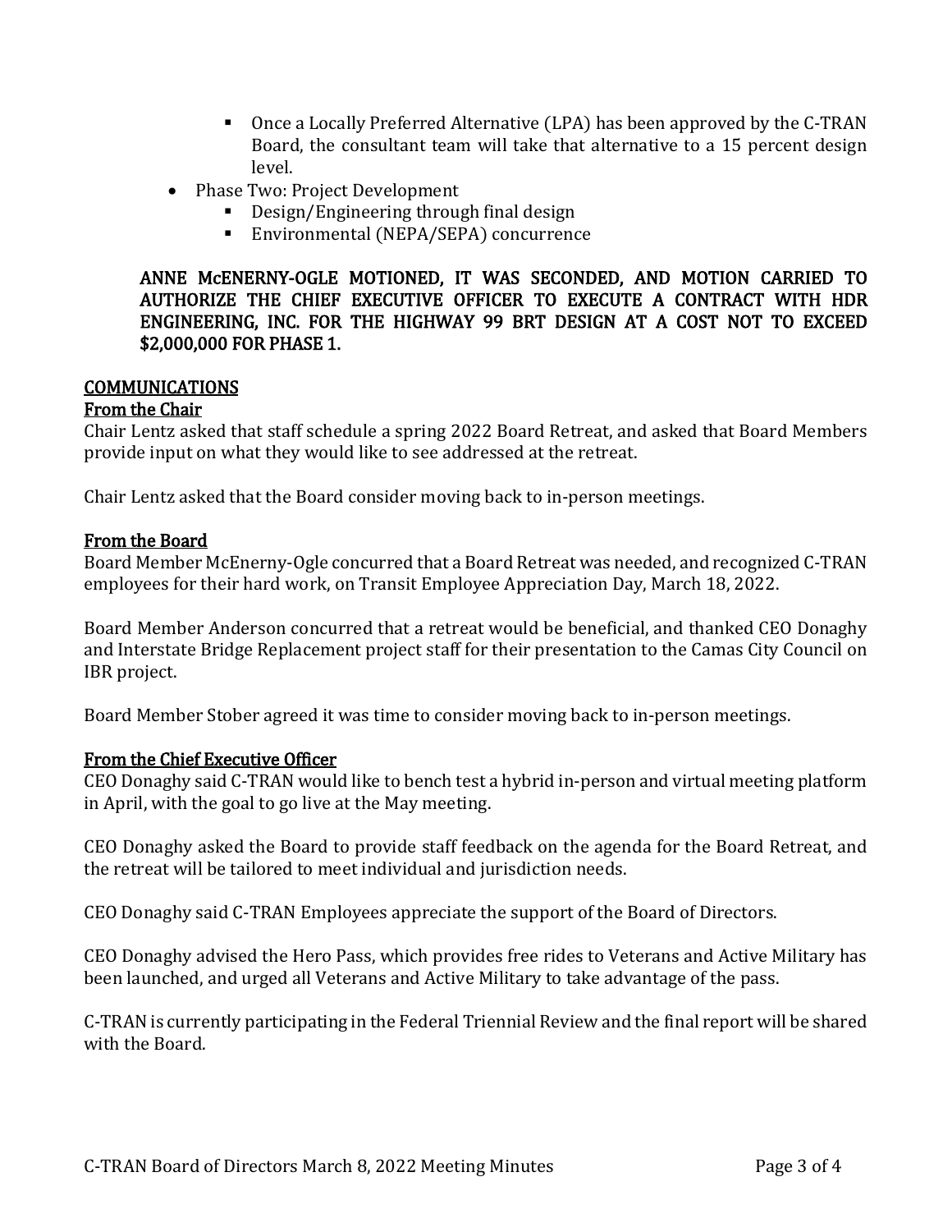- Once a Locally Preferred Alternative (LPA) has been approved by the C-TRAN Board, the consultant team will take that alternative to a 15 percent design level.
- Phase Two: Project Development
    - Design/Engineering through final design
    - Environmental (NEPA/SEPA) concurrence

**ANNE McENERNY-OGLE MOTIONED, IT WAS SECONDED, AND MOTION CARRIED TO AUTHORIZE THE CHIEF EXECUTIVE OFFICER TO EXECUTE A CONTRACT WITH HDR ENGINEERING, INC. FOR THE HIGHWAY 99 BRT DESIGN AT A COST NOT TO EXCEED $2,000,000 FOR PHASE 1.**

## COMMUNICATIONS

### From the Chair

Chair Lentz asked that staff schedule a spring 2022 Board Retreat, and asked that Board Members provide input on what they would like to see addressed at the retreat.

Chair Lentz asked that the Board consider moving back to in-person meetings.

### From the Board

Board Member McEnerny-Ogle concurred that a Board Retreat was needed, and recognized C-TRAN employees for their hard work, on Transit Employee Appreciation Day, March 18, 2022.

Board Member Anderson concurred that a retreat would be beneficial, and thanked CEO Donaghy and Interstate Bridge Replacement project staff for their presentation to the Camas City Council on IBR project.

Board Member Stober agreed it was time to consider moving back to in-person meetings.

### From the Chief Executive Officer

CEO Donaghy said C-TRAN would like to bench test a hybrid in-person and virtual meeting platform in April, with the goal to go live at the May meeting.

CEO Donaghy asked the Board to provide staff feedback on the agenda for the Board Retreat, and the retreat will be tailored to meet individual and jurisdiction needs.

CEO Donaghy said C-TRAN Employees appreciate the support of the Board of Directors.

CEO Donaghy advised the Hero Pass, which provides free rides to Veterans and Active Military has been launched, and urged all Veterans and Active Military to take advantage of the pass.

C-TRAN is currently participating in the Federal Triennial Review and the final report will be shared with the Board.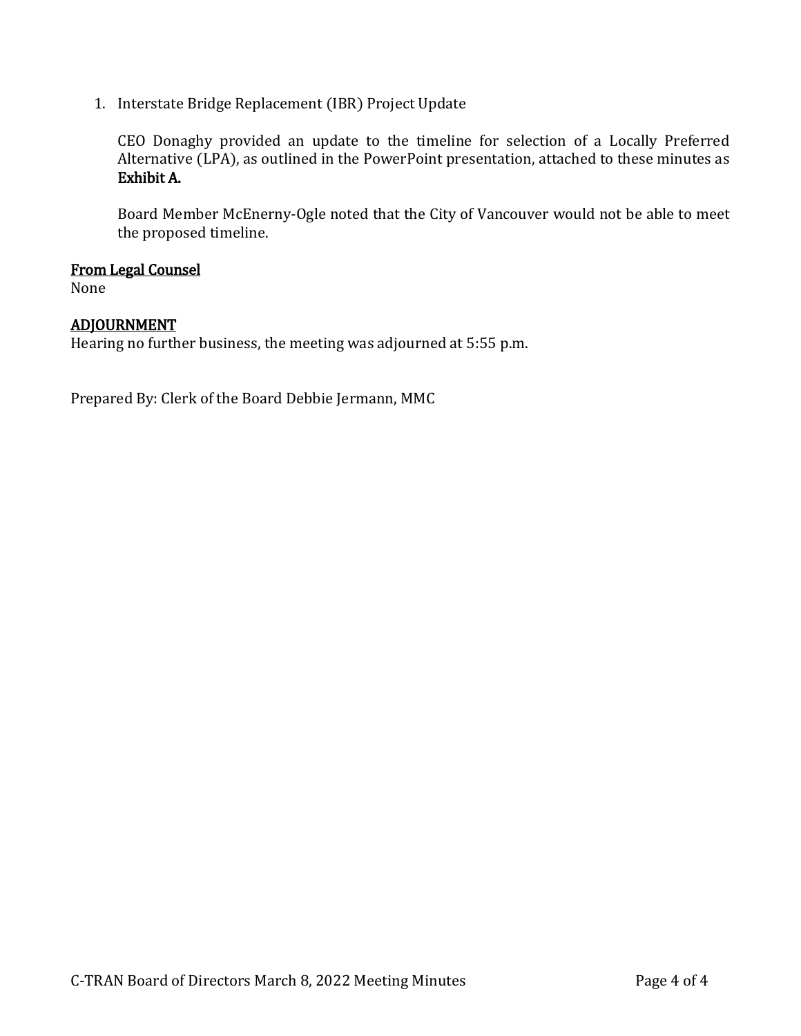1. Interstate Bridge Replacement (IBR) Project Update

   CEO Donaghy provided an update to the timeline for selection of a Locally Preferred Alternative (LPA), as outlined in the PowerPoint presentation, attached to these minutes as **Exhibit A.**

   Board Member McEnerny-Ogle noted that the City of Vancouver would not be able to meet the proposed timeline.

**From Legal Counsel**

None

**ADJOURNMENT**

Hearing no further business, the meeting was adjourned at 5:55 p.m.

Prepared By: Clerk of the Board Debbie Jermann, MMC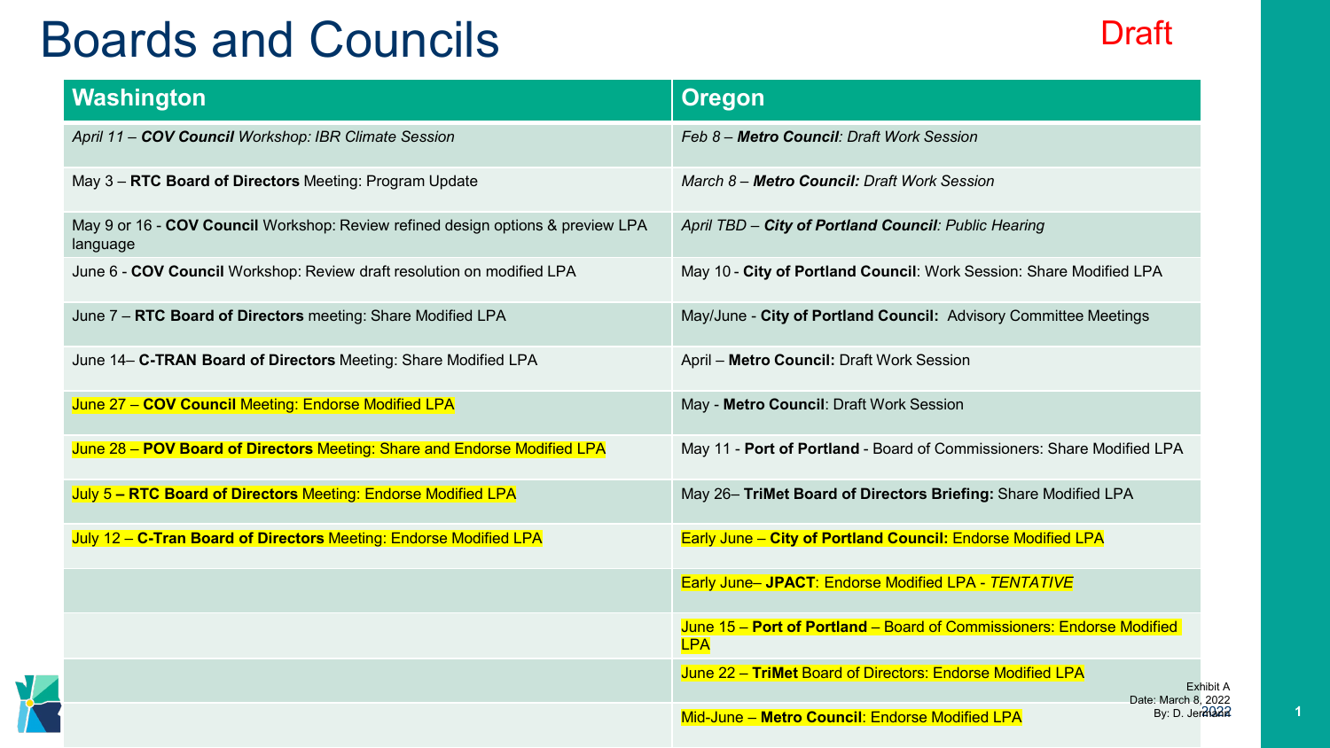# Boards and Councils

Draft

| Washington | Oregon |
| --- | --- |
| *April 11 – **COV Council** Workshop: IBR Climate Session* | *Feb 8 – **Metro Council**: Draft Work Session* |
| May 3 – **RTC Board of Directors** Meeting: Program Update | *March 8 – **Metro Council:** Draft Work Session* |
| May 9 or 16 - **COV Council** Workshop: Review refined design options & preview LPA language | *April TBD – **City of Portland Council**: Public Hearing* |
| June 6 - **COV Council** Workshop: Review draft resolution on modified LPA | May 10 - **City of Portland Council**: Work Session: Share Modified LPA |
| June 7 – **RTC Board of Directors** meeting: Share Modified LPA | May/June - **City of Portland Council:** Advisory Committee Meetings |
| June 14– **C-TRAN Board of Directors** Meeting: Share Modified LPA | April – **Metro Council:** Draft Work Session |
| June 27 – **COV Council** Meeting: Endorse Modified LPA | May - **Metro Council**: Draft Work Session |
| June 28 – **POV Board of Directors** Meeting: Share and Endorse Modified LPA | May 11 - **Port of Portland** - Board of Commissioners: Share Modified LPA |
| July 5 **– RTC Board of Directors** Meeting: Endorse Modified LPA | May 26– **TriMet Board of Directors Briefing:** Share Modified LPA |
| July 12 – **C-Tran Board of Directors** Meeting: Endorse Modified LPA | Early June – **City of Portland Council:** Endorse Modified LPA |
| | Early June– **JPACT**: Endorse Modified LPA - *TENTATIVE* |
| | June 15 – **Port of Portland** – Board of Commissioners: Endorse Modified LPA |
| | June 22 – **TriMet** Board of Directors: Endorse Modified LPA |
| | Mid-June – **Metro Council**: Endorse Modified LPA |

Exhibit A
Date: March 8, 2022
By: D. Jermann